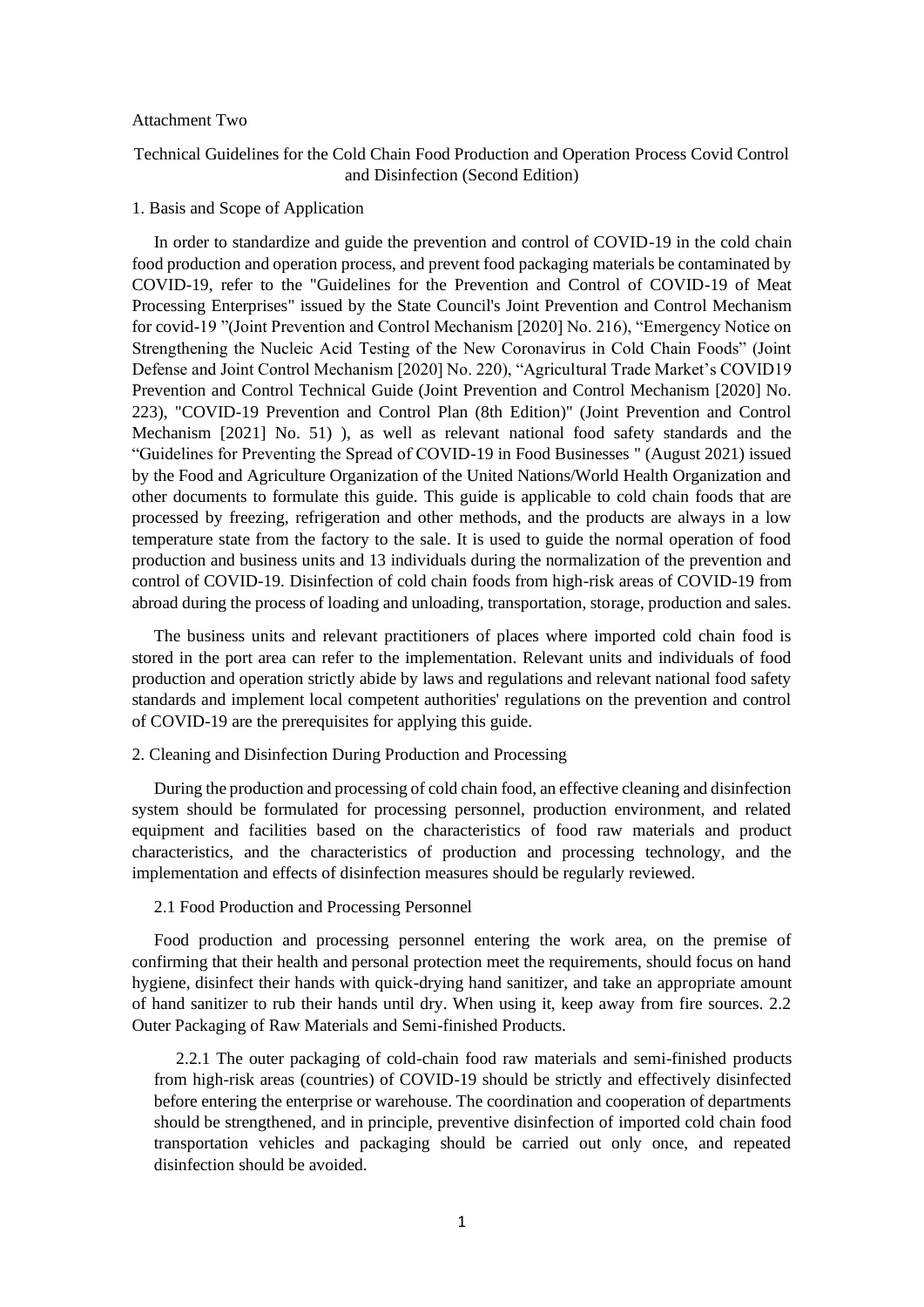Attachment Two

# Technical Guidelines for the Cold Chain Food Production and Operation Process Covid Control and Disinfection (Second Edition)

## 1. Basis and Scope of Application

In order to standardize and guide the prevention and control of COVID-19 in the cold chain food production and operation process, and prevent food packaging materials be contaminated by COVID-19, refer to the "Guidelines for the Prevention and Control of COVID-19 of Meat Processing Enterprises" issued by the State Council's Joint Prevention and Control Mechanism for covid-19 "(Joint Prevention and Control Mechanism [2020] No. 216), "Emergency Notice on Strengthening the Nucleic Acid Testing of the New Coronavirus in Cold Chain Foods" (Joint Defense and Joint Control Mechanism [2020] No. 220), "Agricultural Trade Market's COVID19 Prevention and Control Technical Guide (Joint Prevention and Control Mechanism [2020] No. 223), "COVID-19 Prevention and Control Plan (8th Edition)" (Joint Prevention and Control Mechanism [2021] No. 51) ), as well as relevant national food safety standards and the "Guidelines for Preventing the Spread of COVID-19 in Food Businesses " (August 2021) issued by the Food and Agriculture Organization of the United Nations/World Health Organization and other documents to formulate this guide. This guide is applicable to cold chain foods that are processed by freezing, refrigeration and other methods, and the products are always in a low temperature state from the factory to the sale. It is used to guide the normal operation of food production and business units and 13 individuals during the normalization of the prevention and control of COVID-19. Disinfection of cold chain foods from high-risk areas of COVID-19 from abroad during the process of loading and unloading, transportation, storage, production and sales.

The business units and relevant practitioners of places where imported cold chain food is stored in the port area can refer to the implementation. Relevant units and individuals of food production and operation strictly abide by laws and regulations and relevant national food safety standards and implement local competent authorities' regulations on the prevention and control of COVID-19 are the prerequisites for applying this guide.

## 2. Cleaning and Disinfection During Production and Processing

During the production and processing of cold chain food, an effective cleaning and disinfection system should be formulated for processing personnel, production environment, and related equipment and facilities based on the characteristics of food raw materials and product characteristics, and the characteristics of production and processing technology, and the implementation and effects of disinfection measures should be regularly reviewed.

### 2.1 Food Production and Processing Personnel

Food production and processing personnel entering the work area, on the premise of confirming that their health and personal protection meet the requirements, should focus on hand hygiene, disinfect their hands with quick-drying hand sanitizer, and take an appropriate amount of hand sanitizer to rub their hands until dry. When using it, keep away from fire sources.

### 2.2 Outer Packaging of Raw Materials and Semi-finished Products.

2.2.1 The outer packaging of cold-chain food raw materials and semi-finished products from high-risk areas (countries) of COVID-19 should be strictly and effectively disinfected before entering the enterprise or warehouse. The coordination and cooperation of departments should be strengthened, and in principle, preventive disinfection of imported cold chain food transportation vehicles and packaging should be carried out only once, and repeated disinfection should be avoided.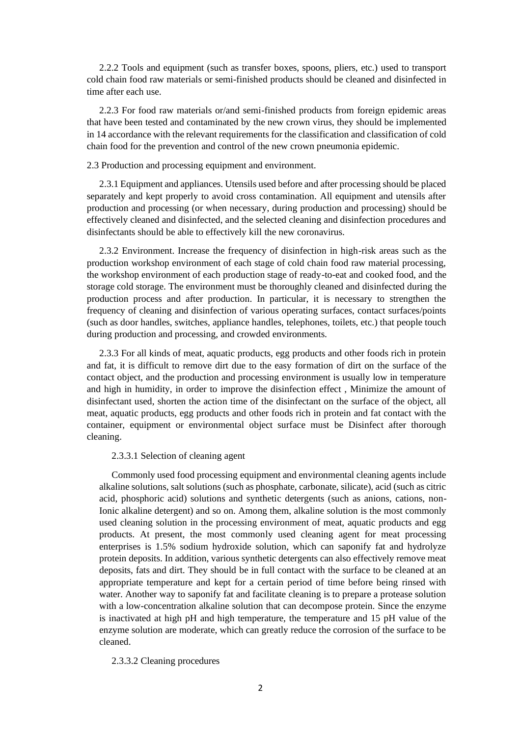2.2.2 Tools and equipment (such as transfer boxes, spoons, pliers, etc.) used to transport cold chain food raw materials or semi-finished products should be cleaned and disinfected in time after each use.

2.2.3 For food raw materials or/and semi-finished products from foreign epidemic areas that have been tested and contaminated by the new crown virus, they should be implemented in 14 accordance with the relevant requirements for the classification and classification of cold chain food for the prevention and control of the new crown pneumonia epidemic.

2.3 Production and processing equipment and environment.

2.3.1 Equipment and appliances. Utensils used before and after processing should be placed separately and kept properly to avoid cross contamination. All equipment and utensils after production and processing (or when necessary, during production and processing) should be effectively cleaned and disinfected, and the selected cleaning and disinfection procedures and disinfectants should be able to effectively kill the new coronavirus.

2.3.2 Environment. Increase the frequency of disinfection in high-risk areas such as the production workshop environment of each stage of cold chain food raw material processing, the workshop environment of each production stage of ready-to-eat and cooked food, and the storage cold storage. The environment must be thoroughly cleaned and disinfected during the production process and after production. In particular, it is necessary to strengthen the frequency of cleaning and disinfection of various operating surfaces, contact surfaces/points (such as door handles, switches, appliance handles, telephones, toilets, etc.) that people touch during production and processing, and crowded environments.

2.3.3 For all kinds of meat, aquatic products, egg products and other foods rich in protein and fat, it is difficult to remove dirt due to the easy formation of dirt on the surface of the contact object, and the production and processing environment is usually low in temperature and high in humidity, in order to improve the disinfection effect , Minimize the amount of disinfectant used, shorten the action time of the disinfectant on the surface of the object, all meat, aquatic products, egg products and other foods rich in protein and fat contact with the container, equipment or environmental object surface must be Disinfect after thorough cleaning.

2.3.3.1 Selection of cleaning agent

Commonly used food processing equipment and environmental cleaning agents include alkaline solutions, salt solutions (such as phosphate, carbonate, silicate), acid (such as citric acid, phosphoric acid) solutions and synthetic detergents (such as anions, cations, non-Ionic alkaline detergent) and so on. Among them, alkaline solution is the most commonly used cleaning solution in the processing environment of meat, aquatic products and egg products. At present, the most commonly used cleaning agent for meat processing enterprises is 1.5% sodium hydroxide solution, which can saponify fat and hydrolyze protein deposits. In addition, various synthetic detergents can also effectively remove meat deposits, fats and dirt. They should be in full contact with the surface to be cleaned at an appropriate temperature and kept for a certain period of time before being rinsed with water. Another way to saponify fat and facilitate cleaning is to prepare a protease solution with a low-concentration alkaline solution that can decompose protein. Since the enzyme is inactivated at high pH and high temperature, the temperature and 15 pH value of the enzyme solution are moderate, which can greatly reduce the corrosion of the surface to be cleaned.

2.3.3.2 Cleaning procedures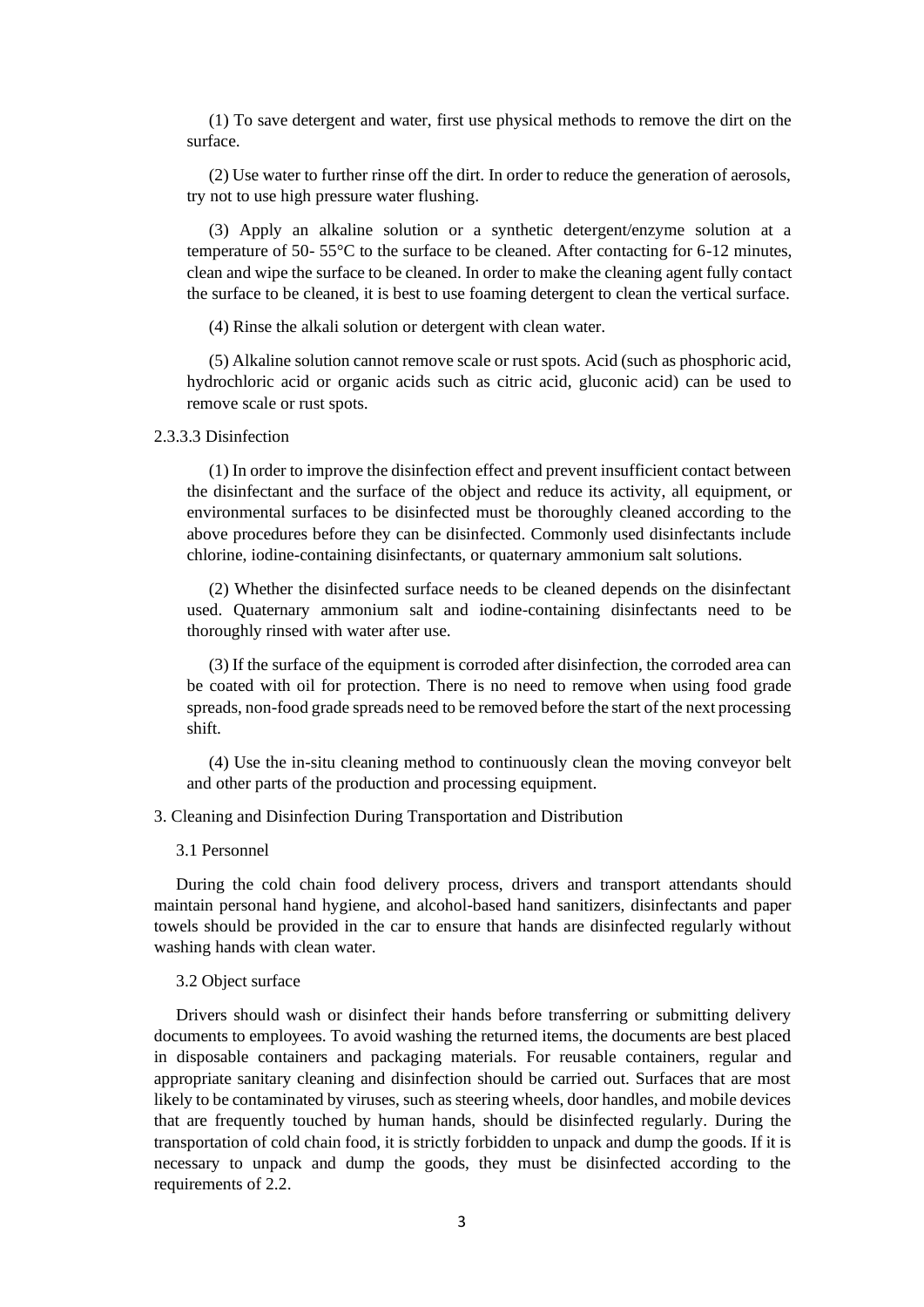(1) To save detergent and water, first use physical methods to remove the dirt on the surface.

(2) Use water to further rinse off the dirt. In order to reduce the generation of aerosols, try not to use high pressure water flushing.

(3) Apply an alkaline solution or a synthetic detergent/enzyme solution at a temperature of 50- 55°C to the surface to be cleaned. After contacting for 6-12 minutes, clean and wipe the surface to be cleaned. In order to make the cleaning agent fully contact the surface to be cleaned, it is best to use foaming detergent to clean the vertical surface.

(4) Rinse the alkali solution or detergent with clean water.

(5) Alkaline solution cannot remove scale or rust spots. Acid (such as phosphoric acid, hydrochloric acid or organic acids such as citric acid, gluconic acid) can be used to remove scale or rust spots.

#### 2.3.3.3 Disinfection

(1) In order to improve the disinfection effect and prevent insufficient contact between the disinfectant and the surface of the object and reduce its activity, all equipment, or environmental surfaces to be disinfected must be thoroughly cleaned according to the above procedures before they can be disinfected. Commonly used disinfectants include chlorine, iodine-containing disinfectants, or quaternary ammonium salt solutions.

(2) Whether the disinfected surface needs to be cleaned depends on the disinfectant used. Quaternary ammonium salt and iodine-containing disinfectants need to be thoroughly rinsed with water after use.

(3) If the surface of the equipment is corroded after disinfection, the corroded area can be coated with oil for protection. There is no need to remove when using food grade spreads, non-food grade spreads need to be removed before the start of the next processing shift.

(4) Use the in-situ cleaning method to continuously clean the moving conveyor belt and other parts of the production and processing equipment.

## 3. Cleaning and Disinfection During Transportation and Distribution

### 3.1 Personnel

During the cold chain food delivery process, drivers and transport attendants should maintain personal hand hygiene, and alcohol-based hand sanitizers, disinfectants and paper towels should be provided in the car to ensure that hands are disinfected regularly without washing hands with clean water.

### 3.2 Object surface

Drivers should wash or disinfect their hands before transferring or submitting delivery documents to employees. To avoid washing the returned items, the documents are best placed in disposable containers and packaging materials. For reusable containers, regular and appropriate sanitary cleaning and disinfection should be carried out. Surfaces that are most likely to be contaminated by viruses, such as steering wheels, door handles, and mobile devices that are frequently touched by human hands, should be disinfected regularly. During the transportation of cold chain food, it is strictly forbidden to unpack and dump the goods. If it is necessary to unpack and dump the goods, they must be disinfected according to the requirements of 2.2.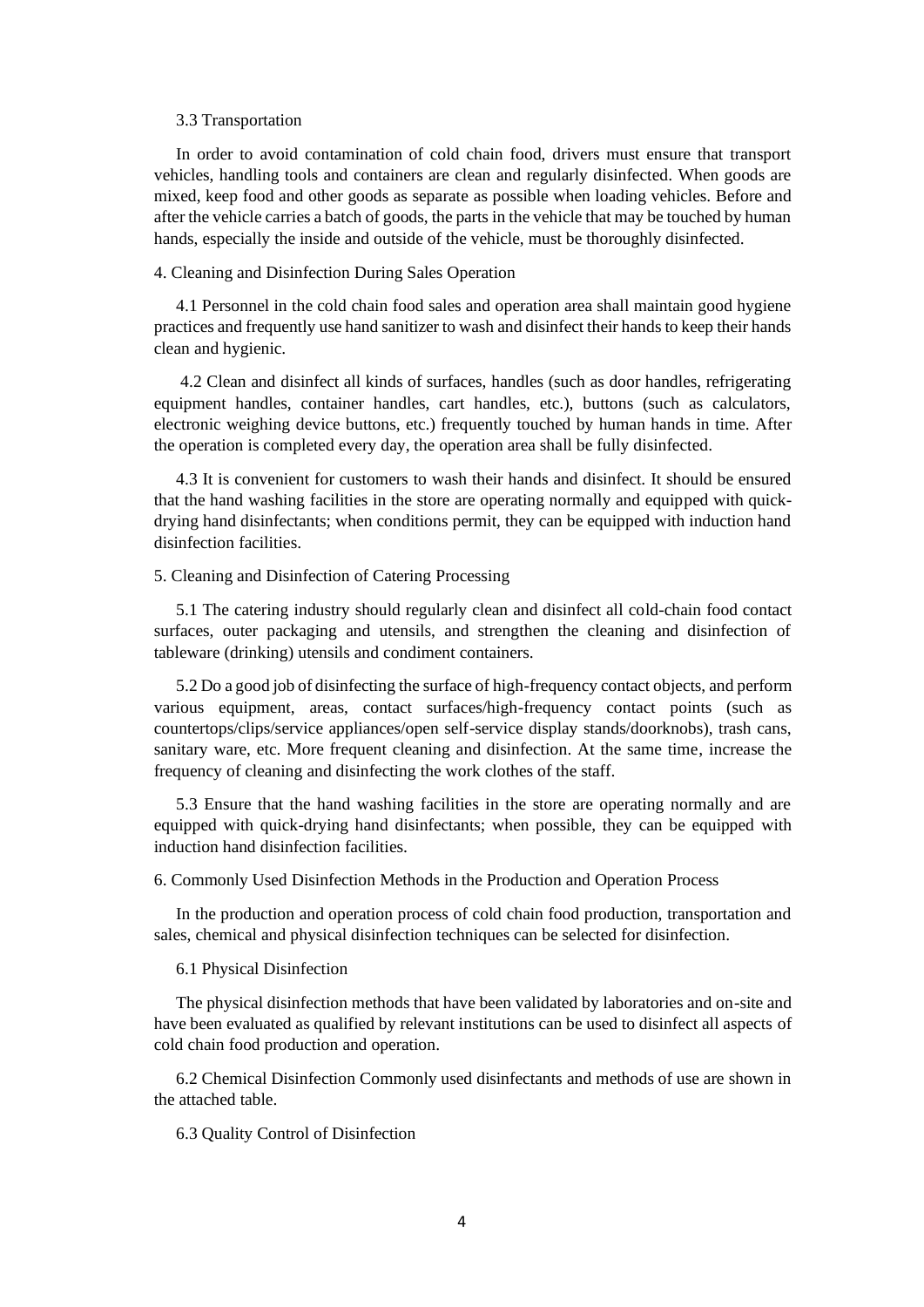### 3.3 Transportation

In order to avoid contamination of cold chain food, drivers must ensure that transport vehicles, handling tools and containers are clean and regularly disinfected. When goods are mixed, keep food and other goods as separate as possible when loading vehicles. Before and after the vehicle carries a batch of goods, the parts in the vehicle that may be touched by human hands, especially the inside and outside of the vehicle, must be thoroughly disinfected.

## 4. Cleaning and Disinfection During Sales Operation

4.1 Personnel in the cold chain food sales and operation area shall maintain good hygiene practices and frequently use hand sanitizer to wash and disinfect their hands to keep their hands clean and hygienic.

4.2 Clean and disinfect all kinds of surfaces, handles (such as door handles, refrigerating equipment handles, container handles, cart handles, etc.), buttons (such as calculators, electronic weighing device buttons, etc.) frequently touched by human hands in time. After the operation is completed every day, the operation area shall be fully disinfected.

4.3 It is convenient for customers to wash their hands and disinfect. It should be ensured that the hand washing facilities in the store are operating normally and equipped with quick-drying hand disinfectants; when conditions permit, they can be equipped with induction hand disinfection facilities.

## 5. Cleaning and Disinfection of Catering Processing

5.1 The catering industry should regularly clean and disinfect all cold-chain food contact surfaces, outer packaging and utensils, and strengthen the cleaning and disinfection of tableware (drinking) utensils and condiment containers.

5.2 Do a good job of disinfecting the surface of high-frequency contact objects, and perform various equipment, areas, contact surfaces/high-frequency contact points (such as countertops/clips/service appliances/open self-service display stands/doorknobs), trash cans, sanitary ware, etc. More frequent cleaning and disinfection. At the same time, increase the frequency of cleaning and disinfecting the work clothes of the staff.

5.3 Ensure that the hand washing facilities in the store are operating normally and are equipped with quick-drying hand disinfectants; when possible, they can be equipped with induction hand disinfection facilities.

## 6. Commonly Used Disinfection Methods in the Production and Operation Process

In the production and operation process of cold chain food production, transportation and sales, chemical and physical disinfection techniques can be selected for disinfection.

### 6.1 Physical Disinfection

The physical disinfection methods that have been validated by laboratories and on-site and have been evaluated as qualified by relevant institutions can be used to disinfect all aspects of cold chain food production and operation.

6.2 Chemical Disinfection Commonly used disinfectants and methods of use are shown in the attached table.

### 6.3 Quality Control of Disinfection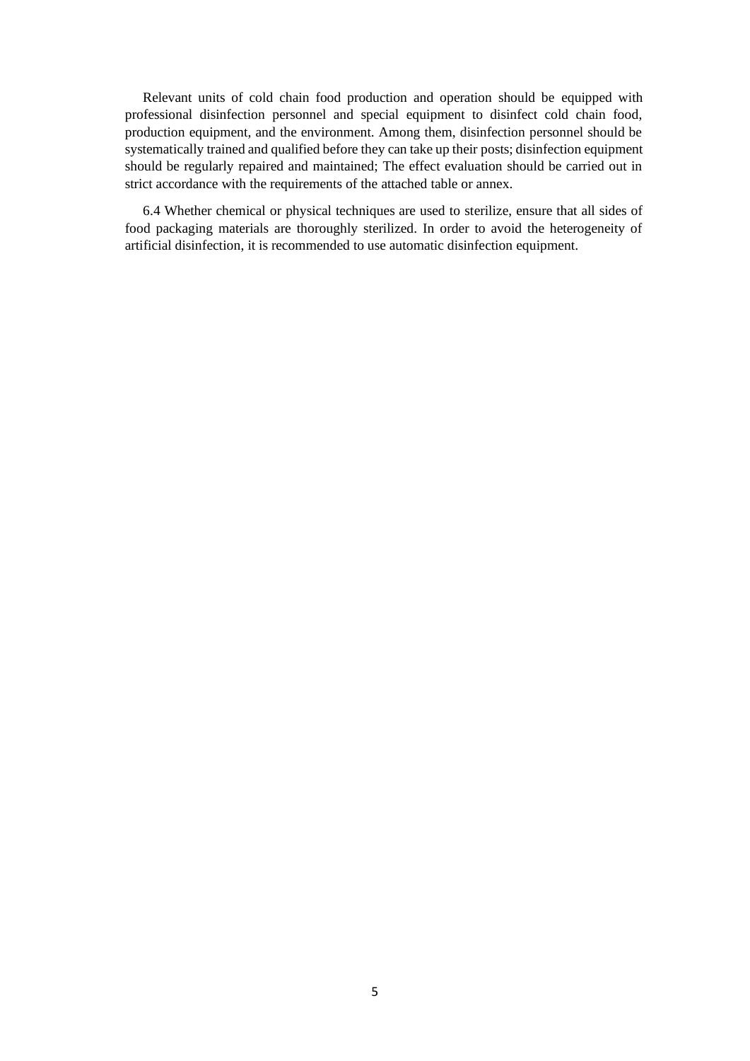Relevant units of cold chain food production and operation should be equipped with professional disinfection personnel and special equipment to disinfect cold chain food, production equipment, and the environment. Among them, disinfection personnel should be systematically trained and qualified before they can take up their posts; disinfection equipment should be regularly repaired and maintained; The effect evaluation should be carried out in strict accordance with the requirements of the attached table or annex.

6.4 Whether chemical or physical techniques are used to sterilize, ensure that all sides of food packaging materials are thoroughly sterilized. In order to avoid the heterogeneity of artificial disinfection, it is recommended to use automatic disinfection equipment.